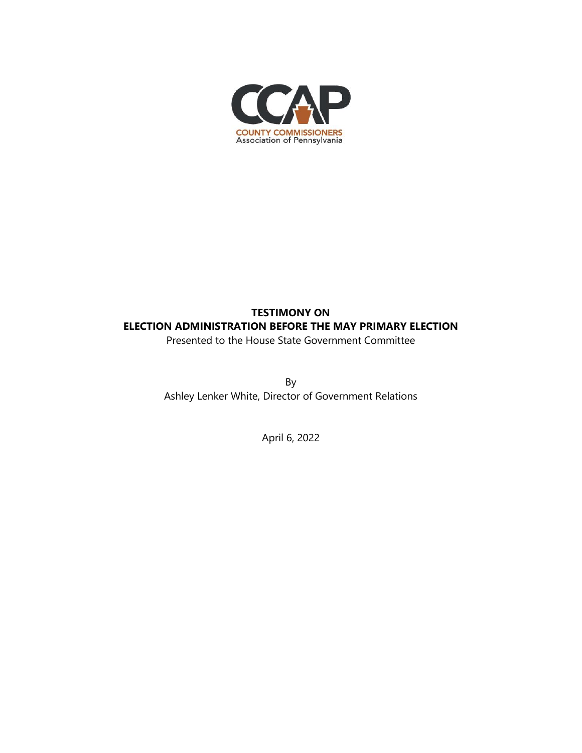CCAP

COUNTY COMMISSIONERS Association of Pennsylvania

**TESTIMONY ON**
**ELECTION ADMINISTRATION BEFORE THE MAY PRIMARY ELECTION**

Presented to the House State Government Committee

By

Ashley Lenker White, Director of Government Relations

April 6, 2022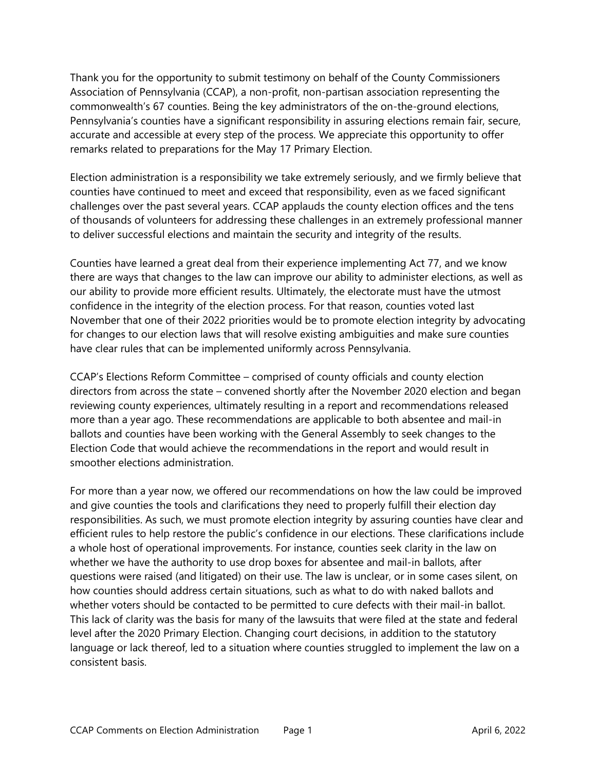Thank you for the opportunity to submit testimony on behalf of the County Commissioners Association of Pennsylvania (CCAP), a non-profit, non-partisan association representing the commonwealth's 67 counties. Being the key administrators of the on-the-ground elections, Pennsylvania's counties have a significant responsibility in assuring elections remain fair, secure, accurate and accessible at every step of the process. We appreciate this opportunity to offer remarks related to preparations for the May 17 Primary Election.

Election administration is a responsibility we take extremely seriously, and we firmly believe that counties have continued to meet and exceed that responsibility, even as we faced significant challenges over the past several years. CCAP applauds the county election offices and the tens of thousands of volunteers for addressing these challenges in an extremely professional manner to deliver successful elections and maintain the security and integrity of the results.

Counties have learned a great deal from their experience implementing Act 77, and we know there are ways that changes to the law can improve our ability to administer elections, as well as our ability to provide more efficient results. Ultimately, the electorate must have the utmost confidence in the integrity of the election process. For that reason, counties voted last November that one of their 2022 priorities would be to promote election integrity by advocating for changes to our election laws that will resolve existing ambiguities and make sure counties have clear rules that can be implemented uniformly across Pennsylvania.

CCAP's Elections Reform Committee – comprised of county officials and county election directors from across the state – convened shortly after the November 2020 election and began reviewing county experiences, ultimately resulting in a report and recommendations released more than a year ago. These recommendations are applicable to both absentee and mail-in ballots and counties have been working with the General Assembly to seek changes to the Election Code that would achieve the recommendations in the report and would result in smoother elections administration.

For more than a year now, we offered our recommendations on how the law could be improved and give counties the tools and clarifications they need to properly fulfill their election day responsibilities. As such, we must promote election integrity by assuring counties have clear and efficient rules to help restore the public's confidence in our elections. These clarifications include a whole host of operational improvements. For instance, counties seek clarity in the law on whether we have the authority to use drop boxes for absentee and mail-in ballots, after questions were raised (and litigated) on their use. The law is unclear, or in some cases silent, on how counties should address certain situations, such as what to do with naked ballots and whether voters should be contacted to be permitted to cure defects with their mail-in ballot. This lack of clarity was the basis for many of the lawsuits that were filed at the state and federal level after the 2020 Primary Election. Changing court decisions, in addition to the statutory language or lack thereof, led to a situation where counties struggled to implement the law on a consistent basis.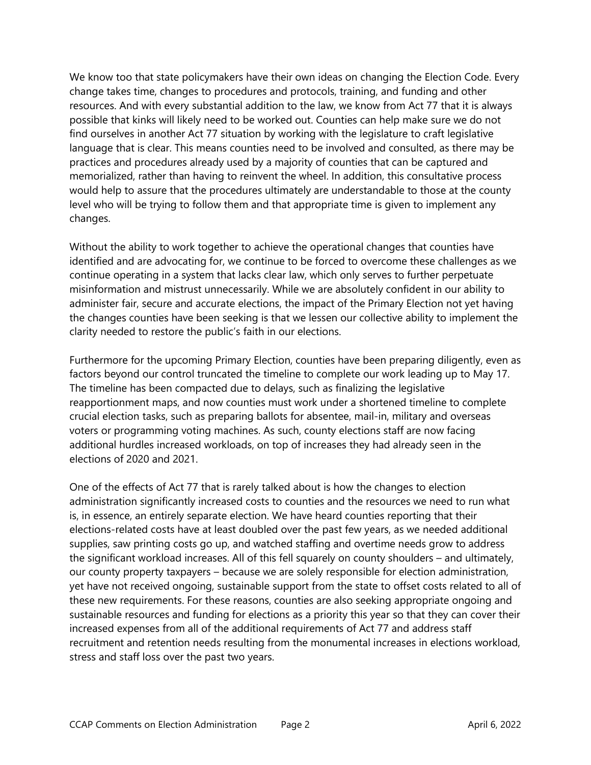We know too that state policymakers have their own ideas on changing the Election Code. Every change takes time, changes to procedures and protocols, training, and funding and other resources. And with every substantial addition to the law, we know from Act 77 that it is always possible that kinks will likely need to be worked out. Counties can help make sure we do not find ourselves in another Act 77 situation by working with the legislature to craft legislative language that is clear. This means counties need to be involved and consulted, as there may be practices and procedures already used by a majority of counties that can be captured and memorialized, rather than having to reinvent the wheel. In addition, this consultative process would help to assure that the procedures ultimately are understandable to those at the county level who will be trying to follow them and that appropriate time is given to implement any changes.

Without the ability to work together to achieve the operational changes that counties have identified and are advocating for, we continue to be forced to overcome these challenges as we continue operating in a system that lacks clear law, which only serves to further perpetuate misinformation and mistrust unnecessarily. While we are absolutely confident in our ability to administer fair, secure and accurate elections, the impact of the Primary Election not yet having the changes counties have been seeking is that we lessen our collective ability to implement the clarity needed to restore the public's faith in our elections.

Furthermore for the upcoming Primary Election, counties have been preparing diligently, even as factors beyond our control truncated the timeline to complete our work leading up to May 17. The timeline has been compacted due to delays, such as finalizing the legislative reapportionment maps, and now counties must work under a shortened timeline to complete crucial election tasks, such as preparing ballots for absentee, mail-in, military and overseas voters or programming voting machines. As such, county elections staff are now facing additional hurdles increased workloads, on top of increases they had already seen in the elections of 2020 and 2021.

One of the effects of Act 77 that is rarely talked about is how the changes to election administration significantly increased costs to counties and the resources we need to run what is, in essence, an entirely separate election. We have heard counties reporting that their elections-related costs have at least doubled over the past few years, as we needed additional supplies, saw printing costs go up, and watched staffing and overtime needs grow to address the significant workload increases. All of this fell squarely on county shoulders – and ultimately, our county property taxpayers – because we are solely responsible for election administration, yet have not received ongoing, sustainable support from the state to offset costs related to all of these new requirements. For these reasons, counties are also seeking appropriate ongoing and sustainable resources and funding for elections as a priority this year so that they can cover their increased expenses from all of the additional requirements of Act 77 and address staff recruitment and retention needs resulting from the monumental increases in elections workload, stress and staff loss over the past two years.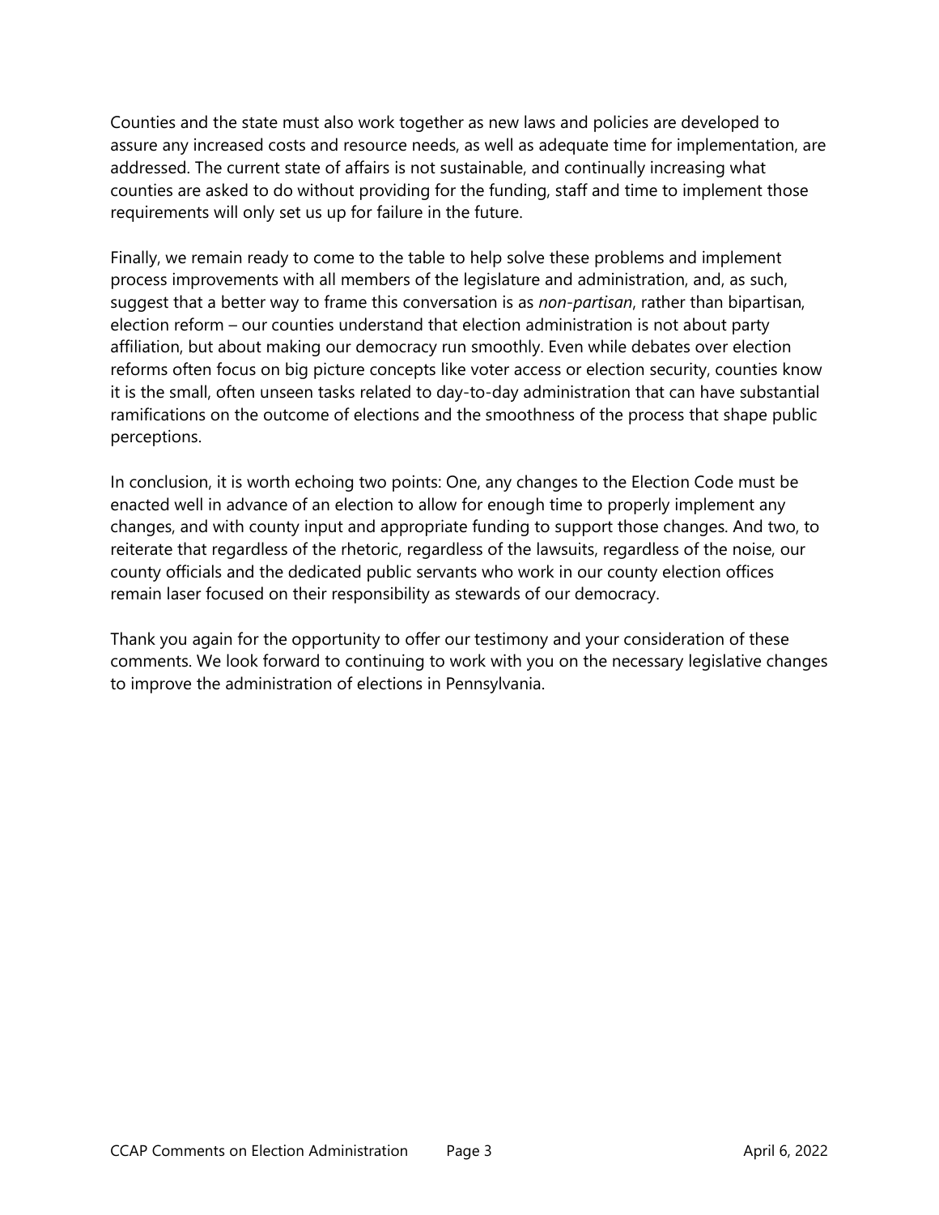Counties and the state must also work together as new laws and policies are developed to assure any increased costs and resource needs, as well as adequate time for implementation, are addressed. The current state of affairs is not sustainable, and continually increasing what counties are asked to do without providing for the funding, staff and time to implement those requirements will only set us up for failure in the future.

Finally, we remain ready to come to the table to help solve these problems and implement process improvements with all members of the legislature and administration, and, as such, suggest that a better way to frame this conversation is as *non-partisan*, rather than bipartisan, election reform – our counties understand that election administration is not about party affiliation, but about making our democracy run smoothly. Even while debates over election reforms often focus on big picture concepts like voter access or election security, counties know it is the small, often unseen tasks related to day-to-day administration that can have substantial ramifications on the outcome of elections and the smoothness of the process that shape public perceptions.

In conclusion, it is worth echoing two points: One, any changes to the Election Code must be enacted well in advance of an election to allow for enough time to properly implement any changes, and with county input and appropriate funding to support those changes. And two, to reiterate that regardless of the rhetoric, regardless of the lawsuits, regardless of the noise, our county officials and the dedicated public servants who work in our county election offices remain laser focused on their responsibility as stewards of our democracy.

Thank you again for the opportunity to offer our testimony and your consideration of these comments. We look forward to continuing to work with you on the necessary legislative changes to improve the administration of elections in Pennsylvania.